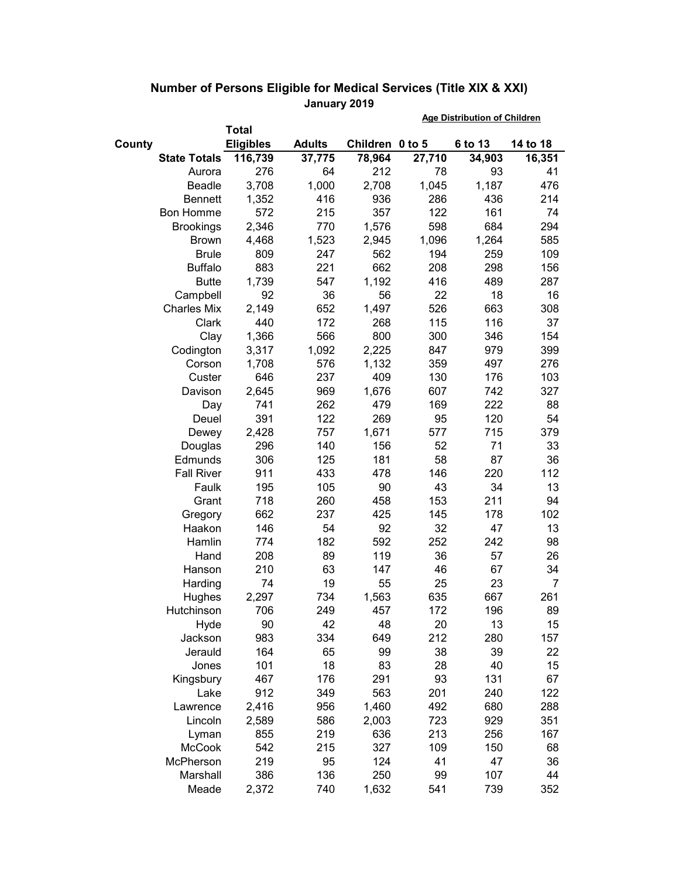# Number of Persons Eligible for Medical Services (Title XIX & XXI)

**January 2019**

| County | Total Eligibles | Adults | Children | Age Distribution of Children: 0 to 5 | 6 to 13 | 14 to 18 |
|---|---|---|---|---|---|---|
| **State Totals** | **116,739** | **37,775** | **78,964** | **27,710** | **34,903** | **16,351** |
| Aurora | 276 | 64 | 212 | 78 | 93 | 41 |
| Beadle | 3,708 | 1,000 | 2,708 | 1,045 | 1,187 | 476 |
| Bennett | 1,352 | 416 | 936 | 286 | 436 | 214 |
| Bon Homme | 572 | 215 | 357 | 122 | 161 | 74 |
| Brookings | 2,346 | 770 | 1,576 | 598 | 684 | 294 |
| Brown | 4,468 | 1,523 | 2,945 | 1,096 | 1,264 | 585 |
| Brule | 809 | 247 | 562 | 194 | 259 | 109 |
| Buffalo | 883 | 221 | 662 | 208 | 298 | 156 |
| Butte | 1,739 | 547 | 1,192 | 416 | 489 | 287 |
| Campbell | 92 | 36 | 56 | 22 | 18 | 16 |
| Charles Mix | 2,149 | 652 | 1,497 | 526 | 663 | 308 |
| Clark | 440 | 172 | 268 | 115 | 116 | 37 |
| Clay | 1,366 | 566 | 800 | 300 | 346 | 154 |
| Codington | 3,317 | 1,092 | 2,225 | 847 | 979 | 399 |
| Corson | 1,708 | 576 | 1,132 | 359 | 497 | 276 |
| Custer | 646 | 237 | 409 | 130 | 176 | 103 |
| Davison | 2,645 | 969 | 1,676 | 607 | 742 | 327 |
| Day | 741 | 262 | 479 | 169 | 222 | 88 |
| Deuel | 391 | 122 | 269 | 95 | 120 | 54 |
| Dewey | 2,428 | 757 | 1,671 | 577 | 715 | 379 |
| Douglas | 296 | 140 | 156 | 52 | 71 | 33 |
| Edmunds | 306 | 125 | 181 | 58 | 87 | 36 |
| Fall River | 911 | 433 | 478 | 146 | 220 | 112 |
| Faulk | 195 | 105 | 90 | 43 | 34 | 13 |
| Grant | 718 | 260 | 458 | 153 | 211 | 94 |
| Gregory | 662 | 237 | 425 | 145 | 178 | 102 |
| Haakon | 146 | 54 | 92 | 32 | 47 | 13 |
| Hamlin | 774 | 182 | 592 | 252 | 242 | 98 |
| Hand | 208 | 89 | 119 | 36 | 57 | 26 |
| Hanson | 210 | 63 | 147 | 46 | 67 | 34 |
| Harding | 74 | 19 | 55 | 25 | 23 | 7 |
| Hughes | 2,297 | 734 | 1,563 | 635 | 667 | 261 |
| Hutchinson | 706 | 249 | 457 | 172 | 196 | 89 |
| Hyde | 90 | 42 | 48 | 20 | 13 | 15 |
| Jackson | 983 | 334 | 649 | 212 | 280 | 157 |
| Jerauld | 164 | 65 | 99 | 38 | 39 | 22 |
| Jones | 101 | 18 | 83 | 28 | 40 | 15 |
| Kingsbury | 467 | 176 | 291 | 93 | 131 | 67 |
| Lake | 912 | 349 | 563 | 201 | 240 | 122 |
| Lawrence | 2,416 | 956 | 1,460 | 492 | 680 | 288 |
| Lincoln | 2,589 | 586 | 2,003 | 723 | 929 | 351 |
| Lyman | 855 | 219 | 636 | 213 | 256 | 167 |
| McCook | 542 | 215 | 327 | 109 | 150 | 68 |
| McPherson | 219 | 95 | 124 | 41 | 47 | 36 |
| Marshall | 386 | 136 | 250 | 99 | 107 | 44 |
| Meade | 2,372 | 740 | 1,632 | 541 | 739 | 352 |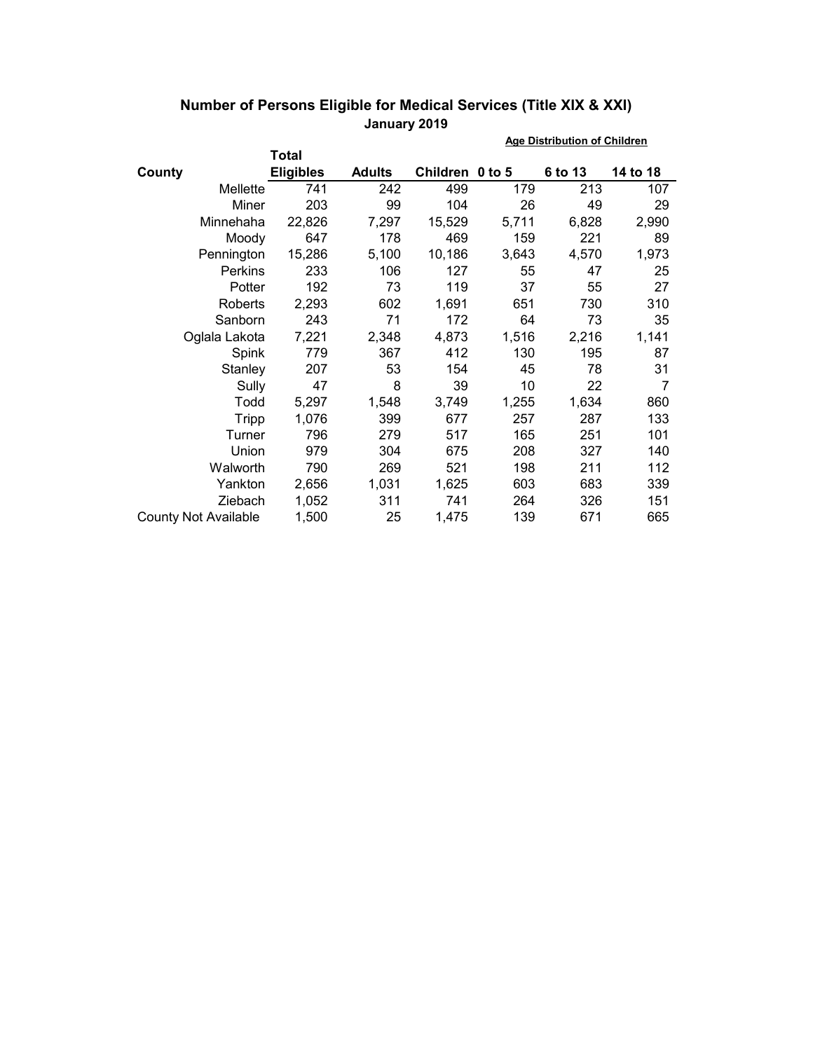## Number of Persons Eligible for Medical Services (Title XIX & XXI)

**January 2019**

| County | Total Eligibles | Adults | Children | Age Distribution of Children: 0 to 5 | 6 to 13 | 14 to 18 |
|---|---|---|---|---|---|---|
| Mellette | 741 | 242 | 499 | 179 | 213 | 107 |
| Miner | 203 | 99 | 104 | 26 | 49 | 29 |
| Minnehaha | 22,826 | 7,297 | 15,529 | 5,711 | 6,828 | 2,990 |
| Moody | 647 | 178 | 469 | 159 | 221 | 89 |
| Pennington | 15,286 | 5,100 | 10,186 | 3,643 | 4,570 | 1,973 |
| Perkins | 233 | 106 | 127 | 55 | 47 | 25 |
| Potter | 192 | 73 | 119 | 37 | 55 | 27 |
| Roberts | 2,293 | 602 | 1,691 | 651 | 730 | 310 |
| Sanborn | 243 | 71 | 172 | 64 | 73 | 35 |
| Oglala Lakota | 7,221 | 2,348 | 4,873 | 1,516 | 2,216 | 1,141 |
| Spink | 779 | 367 | 412 | 130 | 195 | 87 |
| Stanley | 207 | 53 | 154 | 45 | 78 | 31 |
| Sully | 47 | 8 | 39 | 10 | 22 | 7 |
| Todd | 5,297 | 1,548 | 3,749 | 1,255 | 1,634 | 860 |
| Tripp | 1,076 | 399 | 677 | 257 | 287 | 133 |
| Turner | 796 | 279 | 517 | 165 | 251 | 101 |
| Union | 979 | 304 | 675 | 208 | 327 | 140 |
| Walworth | 790 | 269 | 521 | 198 | 211 | 112 |
| Yankton | 2,656 | 1,031 | 1,625 | 603 | 683 | 339 |
| Ziebach | 1,052 | 311 | 741 | 264 | 326 | 151 |
| County Not Available | 1,500 | 25 | 1,475 | 139 | 671 | 665 |